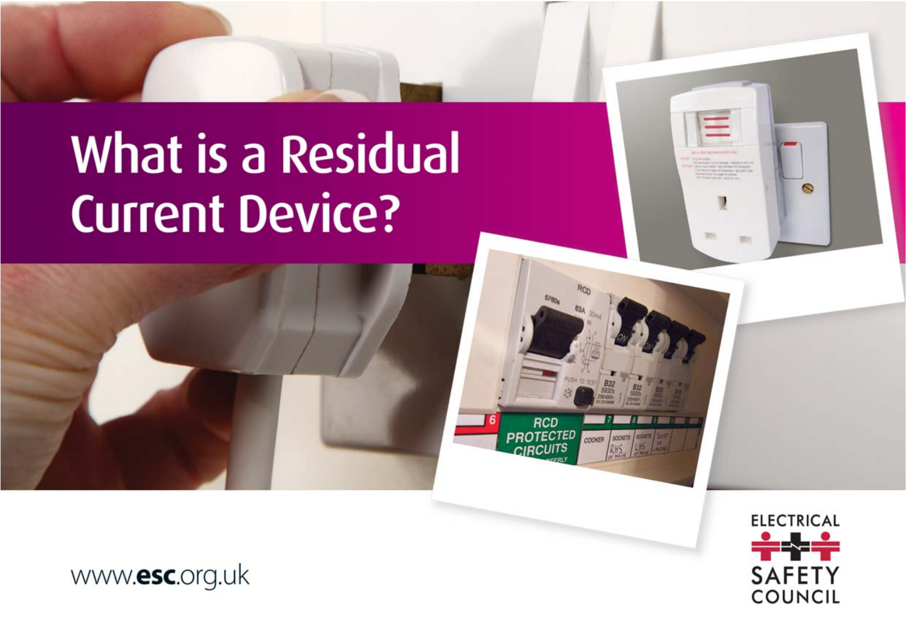# What is a Residual Current Device?

www.esc.org.uk

ELECTRICAL SAFETY COUNCIL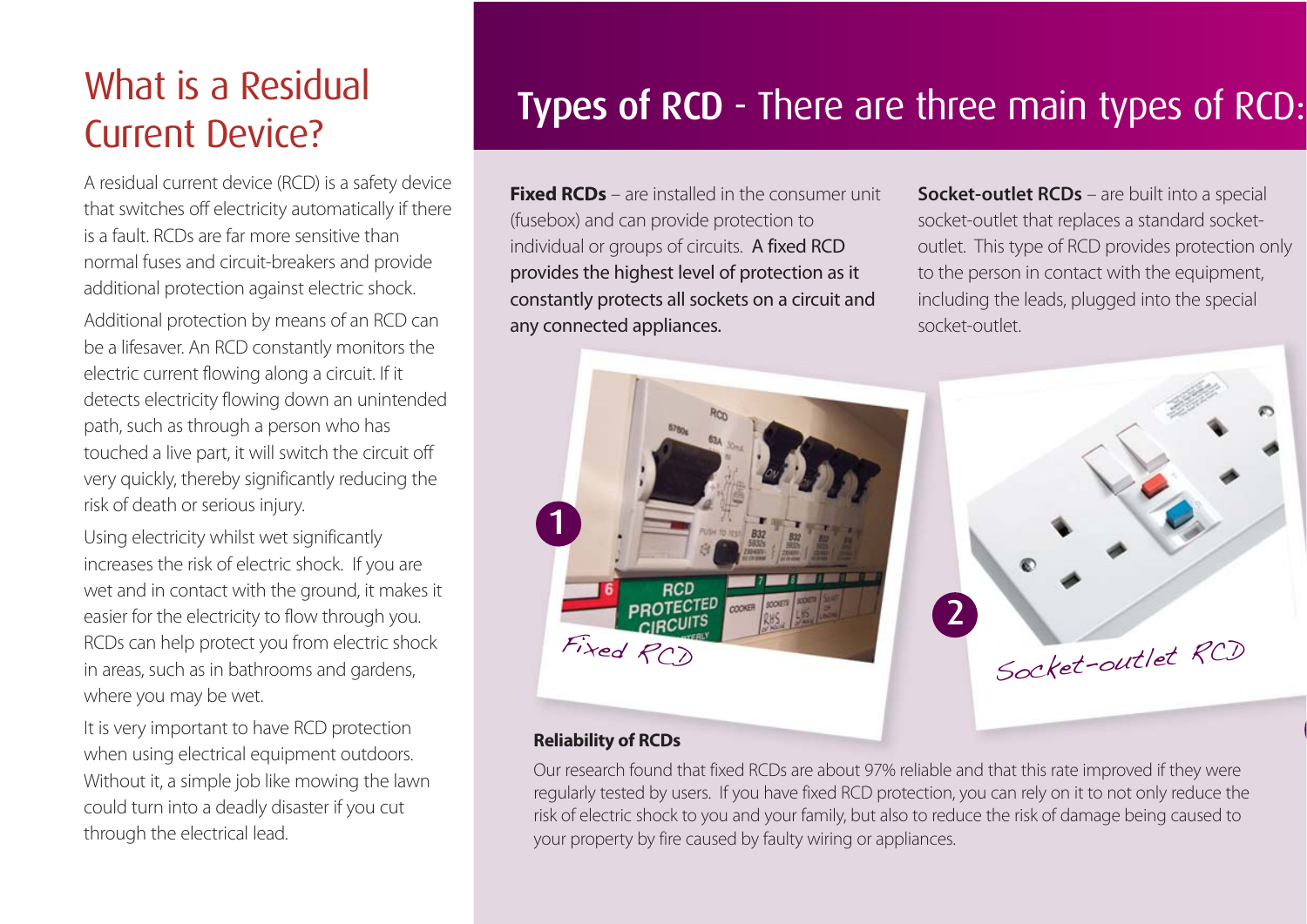# What is a Residual Current Device?

A residual current device (RCD) is a safety device that switches off electricity automatically if there is a fault. RCDs are far more sensitive than normal fuses and circuit-breakers and provide additional protection against electric shock.

Additional protection by means of an RCD can be a lifesaver. An RCD constantly monitors the electric current flowing along a circuit. If it detects electricity flowing down an unintended path, such as through a person who has touched a live part, it will switch the circuit off very quickly, thereby significantly reducing the risk of death or serious injury.

Using electricity whilst wet significantly increases the risk of electric shock. If you are wet and in contact with the ground, it makes it easier for the electricity to flow through you. RCDs can help protect you from electric shock in areas, such as in bathrooms and gardens, where you may be wet.

It is very important to have RCD protection when using electrical equipment outdoors. Without it, a simple job like mowing the lawn could turn into a deadly disaster if you cut through the electrical lead.

# Types of RCD - There are three main types of RCD:

**Fixed RCDs** – are installed in the consumer unit (fusebox) and can provide protection to individual or groups of circuits. A fixed RCD provides the highest level of protection as it constantly protects all sockets on a circuit and any connected appliances.

**Socket-outlet RCDs** – are built into a special socket-outlet that replaces a standard socket-outlet. This type of RCD provides protection only to the person in contact with the equipment, including the leads, plugged into the special socket-outlet.

1 Fixed RCD

2 Socket-outlet RCD

### Reliability of RCDs

Our research found that fixed RCDs are about 97% reliable and that this rate improved if they were regularly tested by users. If you have fixed RCD protection, you can rely on it to not only reduce the risk of electric shock to you and your family, but also to reduce the risk of damage being caused to your property by fire caused by faulty wiring or appliances.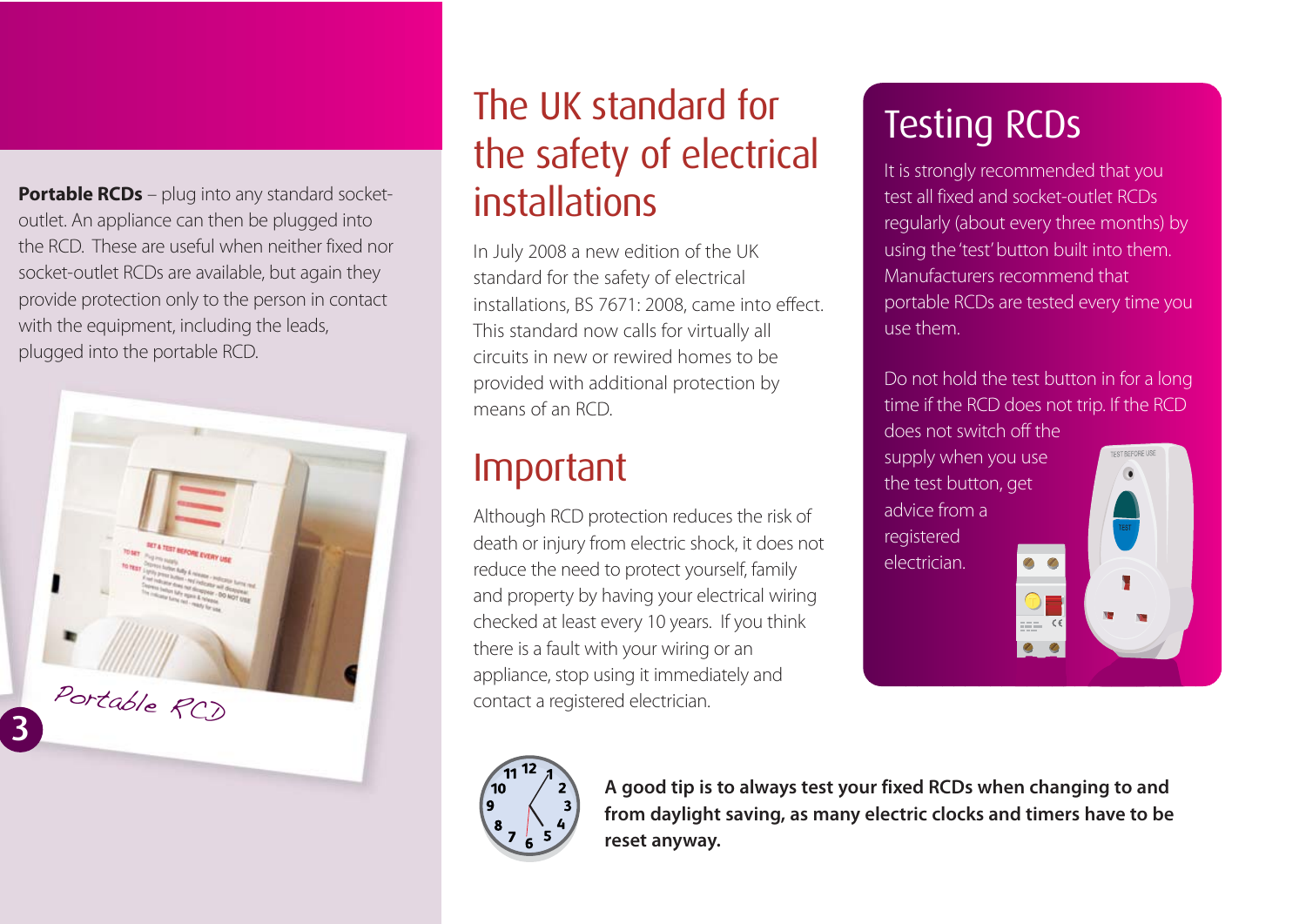**Portable RCDs** – plug into any standard socket-outlet. An appliance can then be plugged into the RCD. These are useful when neither fixed nor socket-outlet RCDs are available, but again they provide protection only to the person in contact with the equipment, including the leads, plugged into the portable RCD.

Portable RCD

## The UK standard for the safety of electrical installations

In July 2008 a new edition of the UK standard for the safety of electrical installations, BS 7671: 2008, came into effect. This standard now calls for virtually all circuits in new or rewired homes to be provided with additional protection by means of an RCD.

## Important

Although RCD protection reduces the risk of death or injury from electric shock, it does not reduce the need to protect yourself, family and property by having your electrical wiring checked at least every 10 years. If you think there is a fault with your wiring or an appliance, stop using it immediately and contact a registered electrician.

## Testing RCDs

It is strongly recommended that you test all fixed and socket-outlet RCDs regularly (about every three months) by using the 'test' button built into them. Manufacturers recommend that portable RCDs are tested every time you use them.

Do not hold the test button in for a long time if the RCD does not trip. If the RCD does not switch off the supply when you use the test button, get advice from a registered electrician.

**A good tip is to always test your fixed RCDs when changing to and from daylight saving, as many electric clocks and timers have to be reset anyway.**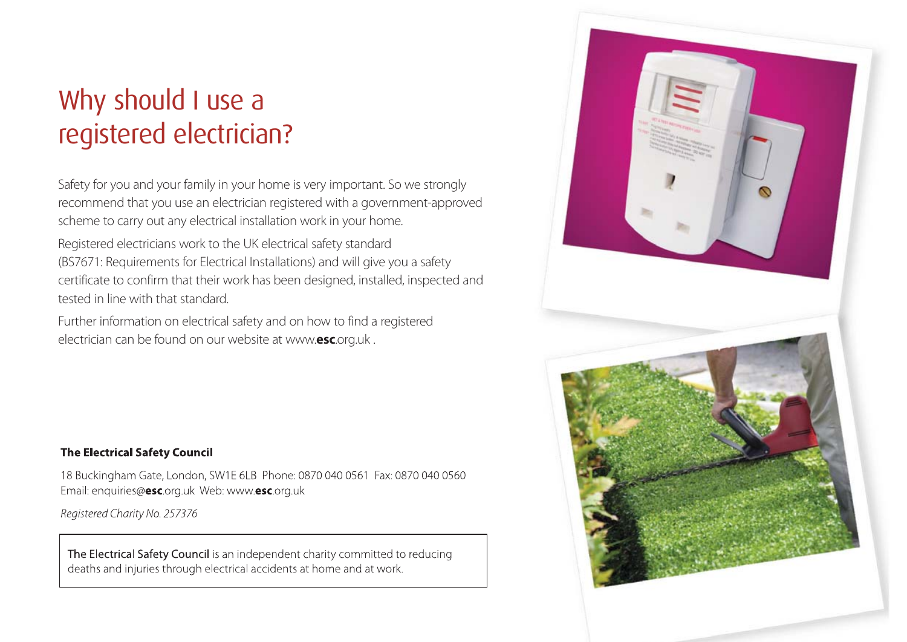# Why should I use a registered electrician?

Safety for you and your family in your home is very important. So we strongly recommend that you use an electrician registered with a government-approved scheme to carry out any electrical installation work in your home.

Registered electricians work to the UK electrical safety standard (BS7671: Requirements for Electrical Installations) and will give you a safety certificate to confirm that their work has been designed, installed, inspected and tested in line with that standard.

Further information on electrical safety and on how to find a registered electrician can be found on our website at www.**esc**.org.uk .

**The Electrical Safety Council**

18 Buckingham Gate, London, SW1E 6LB Phone: 0870 040 0561 Fax: 0870 040 0560
Email: enquiries@**esc**.org.uk Web: www.**esc**.org.uk

*Registered Charity No. 257376*

The Electrical Safety Council is an independent charity committed to reducing deaths and injuries through electrical accidents at home and at work.